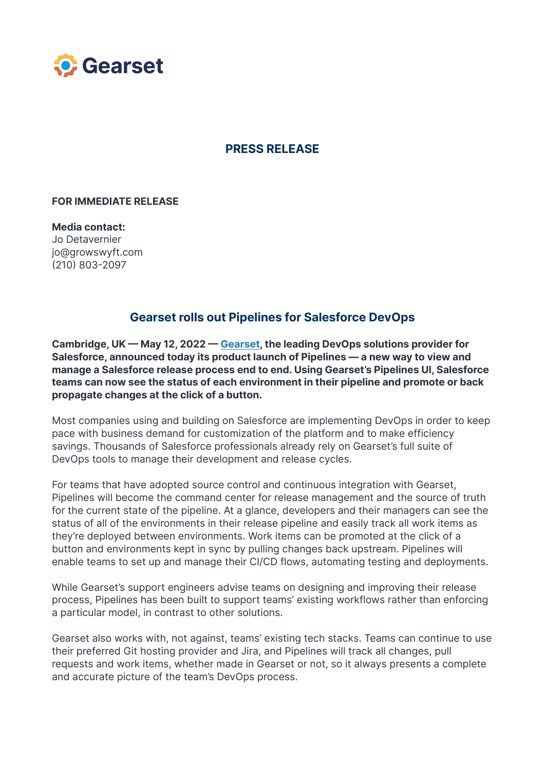Gearset

## PRESS RELEASE

**FOR IMMEDIATE RELEASE**

**Media contact:**
Jo Detavernier
jo@growswyft.com
(210) 803-2097

# Gearset rolls out Pipelines for Salesforce DevOps

**Cambridge, UK — May 12, 2022 — [Gearset](), the leading DevOps solutions provider for Salesforce, announced today its product launch of Pipelines — a new way to view and manage a Salesforce release process end to end. Using Gearset's Pipelines UI, Salesforce teams can now see the status of each environment in their pipeline and promote or back propagate changes at the click of a button.**

Most companies using and building on Salesforce are implementing DevOps in order to keep pace with business demand for customization of the platform and to make efficiency savings. Thousands of Salesforce professionals already rely on Gearset's full suite of DevOps tools to manage their development and release cycles.

For teams that have adopted source control and continuous integration with Gearset, Pipelines will become the command center for release management and the source of truth for the current state of the pipeline. At a glance, developers and their managers can see the status of all of the environments in their release pipeline and easily track all work items as they're deployed between environments. Work items can be promoted at the click of a button and environments kept in sync by pulling changes back upstream. Pipelines will enable teams to set up and manage their CI/CD flows, automating testing and deployments.

While Gearset's support engineers advise teams on designing and improving their release process, Pipelines has been built to support teams' existing workflows rather than enforcing a particular model, in contrast to other solutions.

Gearset also works with, not against, teams' existing tech stacks. Teams can continue to use their preferred Git hosting provider and Jira, and Pipelines will track all changes, pull requests and work items, whether made in Gearset or not, so it always presents a complete and accurate picture of the team's DevOps process.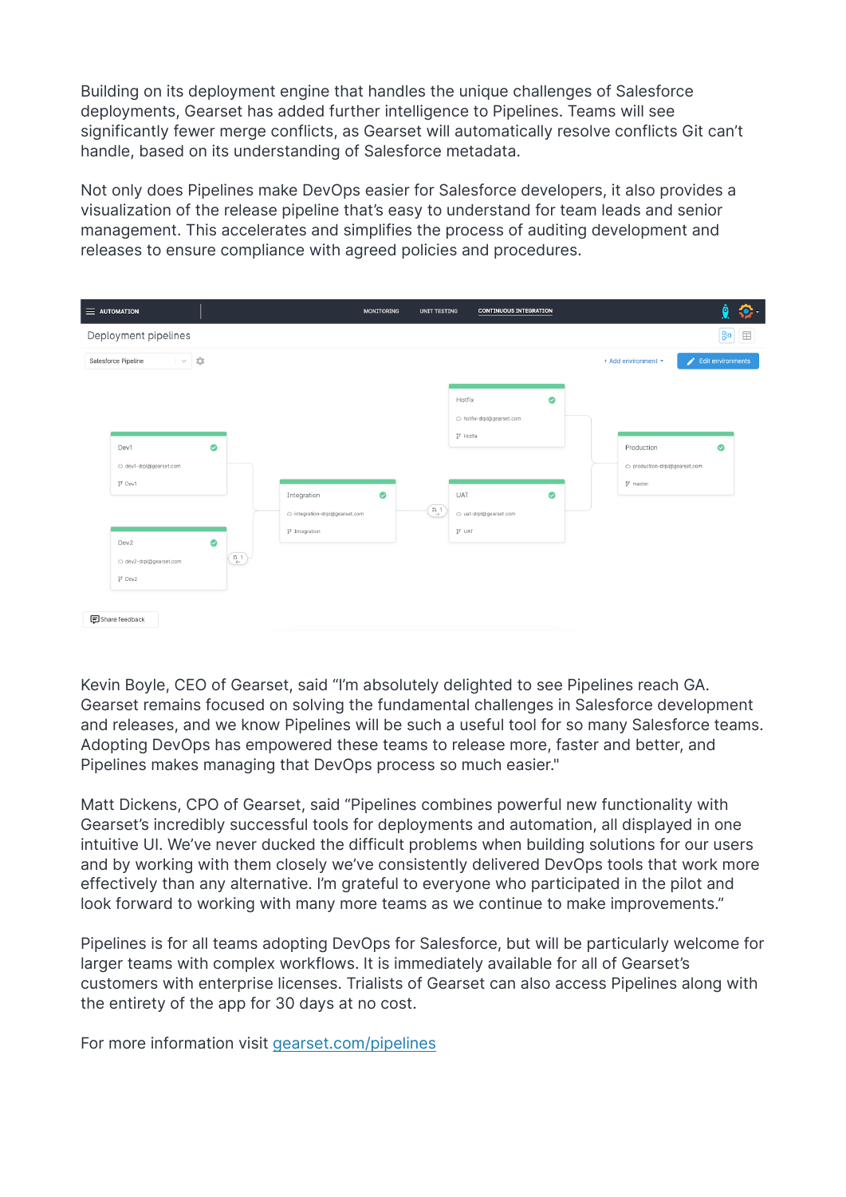Building on its deployment engine that handles the unique challenges of Salesforce deployments, Gearset has added further intelligence to Pipelines. Teams will see significantly fewer merge conflicts, as Gearset will automatically resolve conflicts Git can't handle, based on its understanding of Salesforce metadata.

Not only does Pipelines make DevOps easier for Salesforce developers, it also provides a visualization of the release pipeline that's easy to understand for team leads and senior management. This accelerates and simplifies the process of auditing development and releases to ensure compliance with agreed policies and procedures.

Kevin Boyle, CEO of Gearset, said "I'm absolutely delighted to see Pipelines reach GA. Gearset remains focused on solving the fundamental challenges in Salesforce development and releases, and we know Pipelines will be such a useful tool for so many Salesforce teams. Adopting DevOps has empowered these teams to release more, faster and better, and Pipelines makes managing that DevOps process so much easier."

Matt Dickens, CPO of Gearset, said "Pipelines combines powerful new functionality with Gearset's incredibly successful tools for deployments and automation, all displayed in one intuitive UI. We've never ducked the difficult problems when building solutions for our users and by working with them closely we've consistently delivered DevOps tools that work more effectively than any alternative. I'm grateful to everyone who participated in the pilot and look forward to working with many more teams as we continue to make improvements."

Pipelines is for all teams adopting DevOps for Salesforce, but will be particularly welcome for larger teams with complex workflows. It is immediately available for all of Gearset's customers with enterprise licenses. Trialists of Gearset can also access Pipelines along with the entirety of the app for 30 days at no cost.

For more information visit [gearset.com/pipelines](gearset.com/pipelines)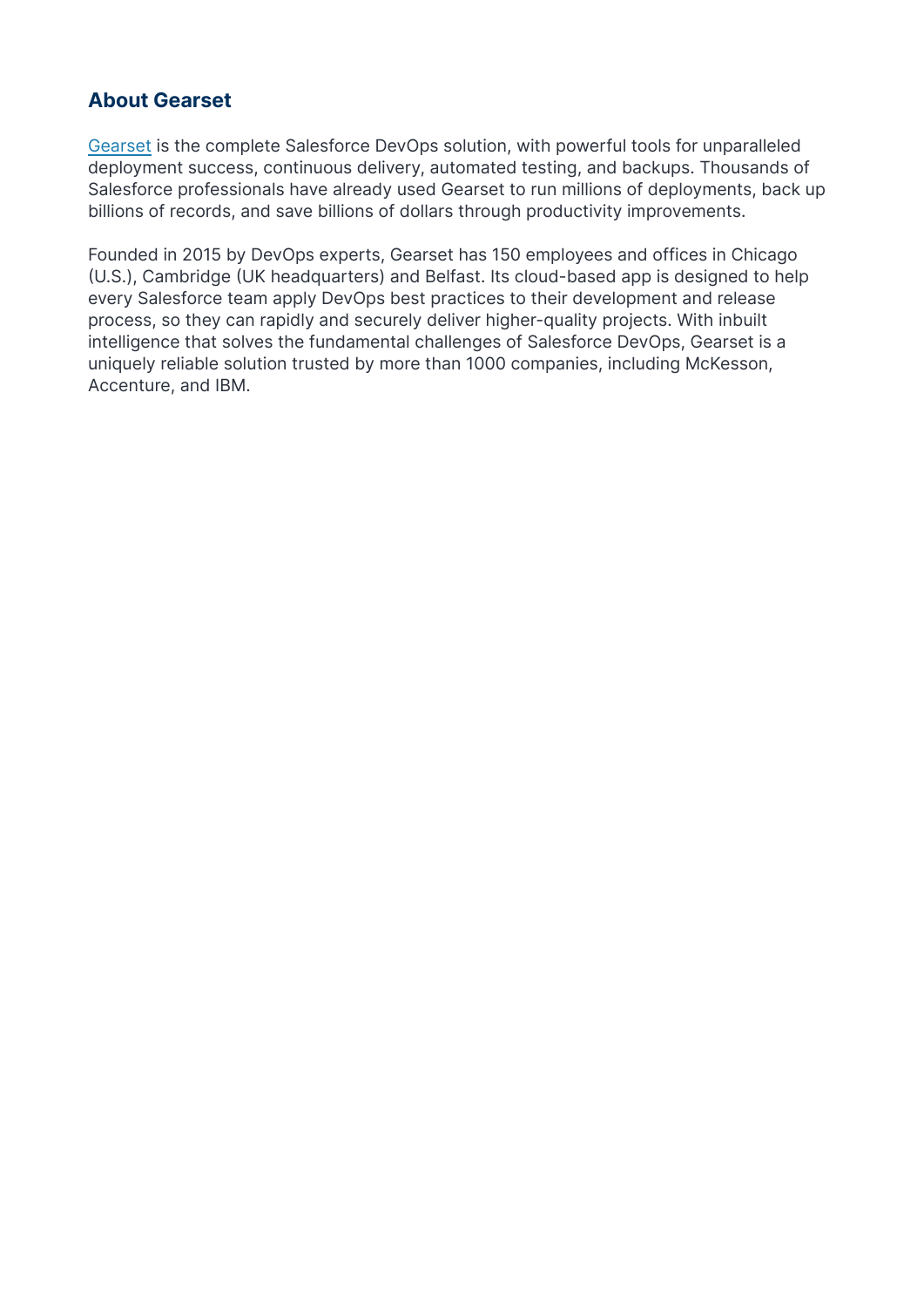## About Gearset

Gearset is the complete Salesforce DevOps solution, with powerful tools for unparalleled deployment success, continuous delivery, automated testing, and backups. Thousands of Salesforce professionals have already used Gearset to run millions of deployments, back up billions of records, and save billions of dollars through productivity improvements.

Founded in 2015 by DevOps experts, Gearset has 150 employees and offices in Chicago (U.S.), Cambridge (UK headquarters) and Belfast. Its cloud-based app is designed to help every Salesforce team apply DevOps best practices to their development and release process, so they can rapidly and securely deliver higher-quality projects. With inbuilt intelligence that solves the fundamental challenges of Salesforce DevOps, Gearset is a uniquely reliable solution trusted by more than 1000 companies, including McKesson, Accenture, and IBM.